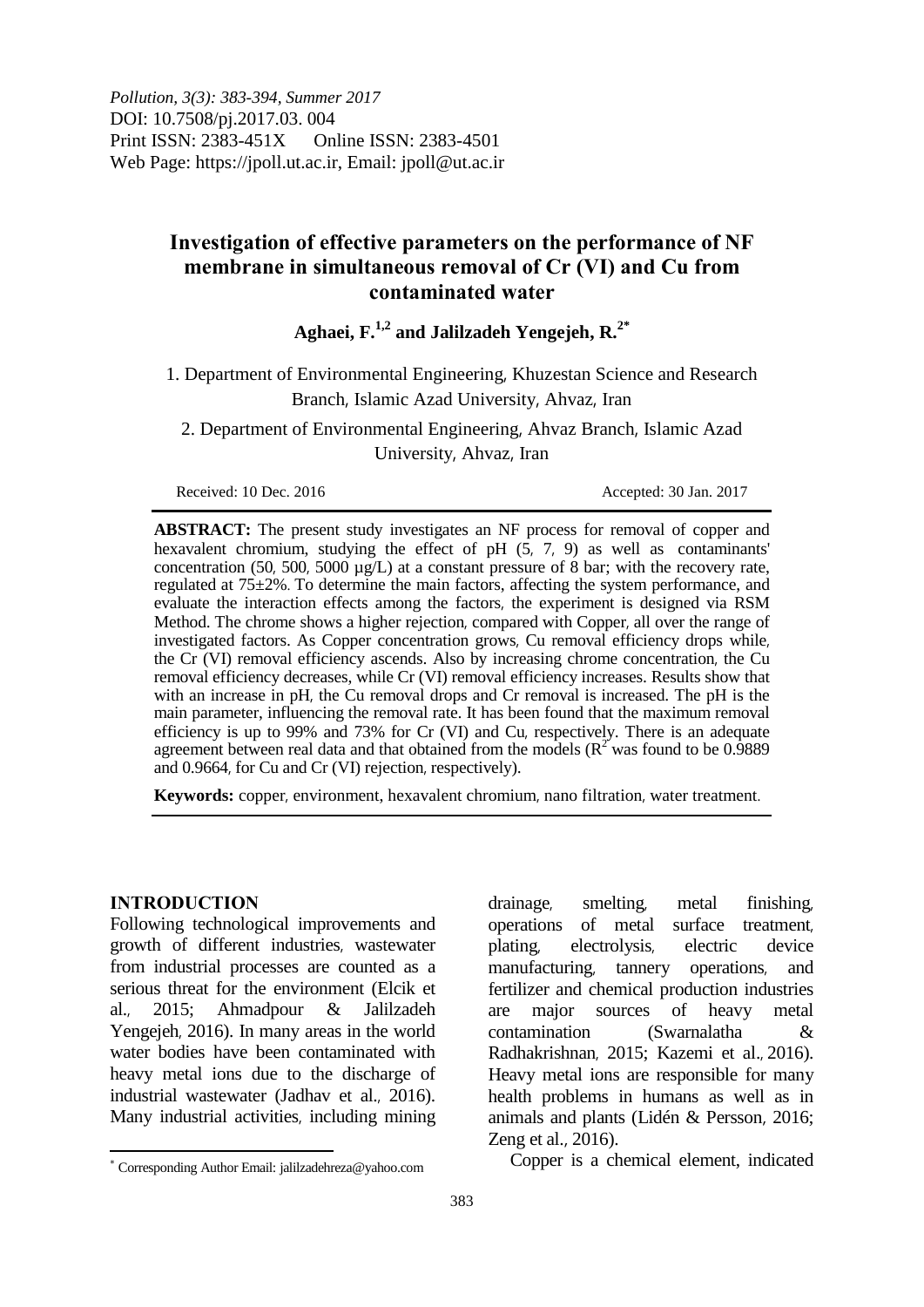*Pollution, 3(3): 383-394, Summer 2017*
DOI: 10.7508/pj.2017.03. 004
Print ISSN: 2383-451X Online ISSN: 2383-4501
Web Page: https://jpoll.ut.ac.ir, Email: jpoll@ut.ac.ir

# Investigation of effective parameters on the performance of NF membrane in simultaneous removal of Cr (VI) and Cu from contaminated water

**Aghaei, F.[1,2] and Jalilzadeh Yengejeh, R.[2*]**

1. Department of Environmental Engineering, Khuzestan Science and Research Branch, Islamic Azad University, Ahvaz, Iran

2. Department of Environmental Engineering, Ahvaz Branch, Islamic Azad University, Ahvaz, Iran

Received: 10 Dec. 2016 Accepted: 30 Jan. 2017

**ABSTRACT:** The present study investigates an NF process for removal of copper and hexavalent chromium, studying the effect of pH (5, 7, 9) as well as contaminants' concentration (50, 500, 5000 µg/L) at a constant pressure of 8 bar; with the recovery rate, regulated at 75±2%. To determine the main factors, affecting the system performance, and evaluate the interaction effects among the factors, the experiment is designed via RSM Method. The chrome shows a higher rejection, compared with Copper, all over the range of investigated factors. As Copper concentration grows, Cu removal efficiency drops while, the Cr (VI) removal efficiency ascends. Also by increasing chrome concentration, the Cu removal efficiency decreases, while Cr (VI) removal efficiency increases. Results show that with an increase in pH, the Cu removal drops and Cr removal is increased. The pH is the main parameter, influencing the removal rate. It has been found that the maximum removal efficiency is up to 99% and 73% for Cr (VI) and Cu, respectively. There is an adequate agreement between real data and that obtained from the models ($R^2$ was found to be 0.9889 and 0.9664, for Cu and Cr (VI) rejection, respectively).

**Keywords:** copper, environment, hexavalent chromium, nano filtration, water treatment.

## INTRODUCTION

Following technological improvements and growth of different industries, wastewater from industrial processes are counted as a serious threat for the environment (Elcik et al., 2015; Ahmadpour & Jalilzadeh Yengejeh, 2016). In many areas in the world water bodies have been contaminated with heavy metal ions due to the discharge of industrial wastewater (Jadhav et al., 2016). Many industrial activities, including mining drainage, smelting, metal finishing, operations of metal surface treatment, plating, electrolysis, electric device manufacturing, tannery operations, and fertilizer and chemical production industries are major sources of heavy metal contamination (Swarnalatha & Radhakrishnan, 2015; Kazemi et al., 2016). Heavy metal ions are responsible for many health problems in humans as well as in animals and plants (Lidén & Persson, 2016; Zeng et al., 2016).

Copper is a chemical element, indicated

* Corresponding Author Email: jalilzadehreza@yahoo.com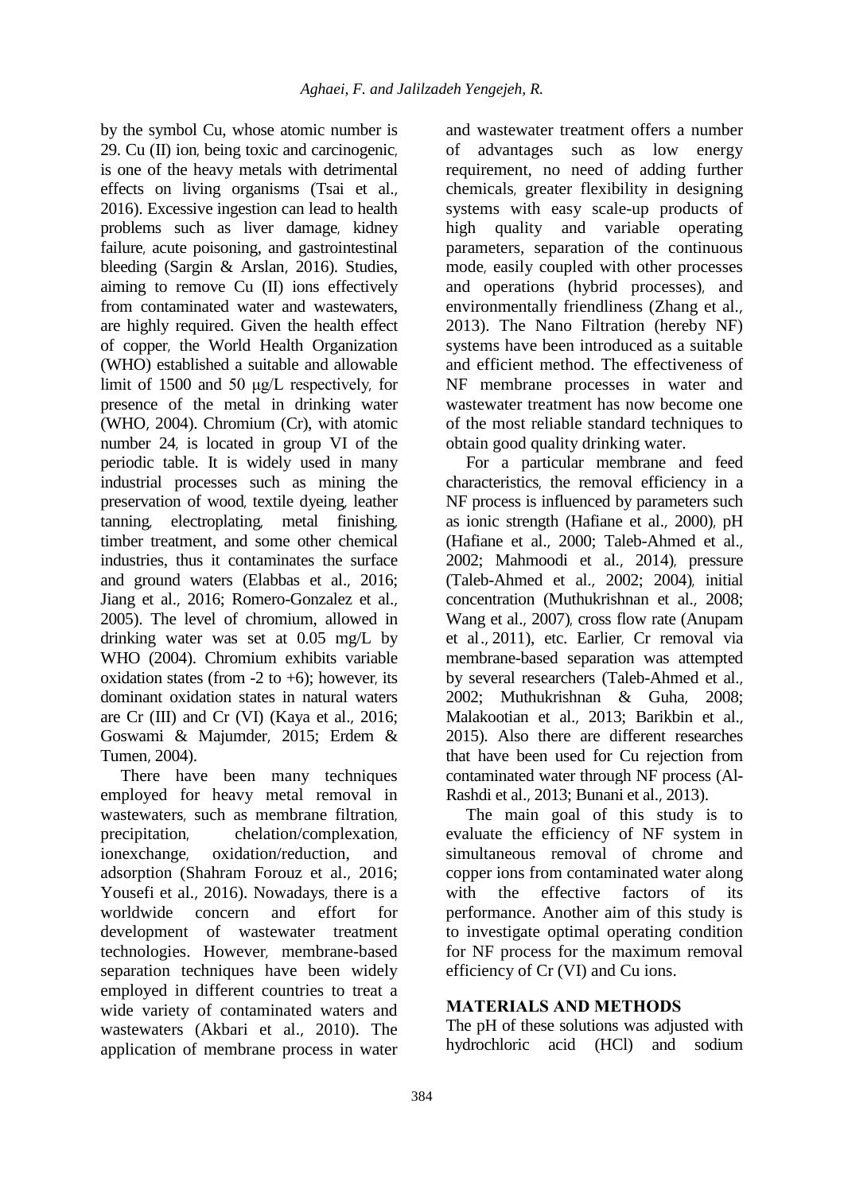by the symbol Cu, whose atomic number is 29. Cu (II) ion, being toxic and carcinogenic, is one of the heavy metals with detrimental effects on living organisms (Tsai et al., 2016). Excessive ingestion can lead to health problems such as liver damage, kidney failure, acute poisoning, and gastrointestinal bleeding (Sargin & Arslan, 2016). Studies, aiming to remove Cu (II) ions effectively from contaminated water and wastewaters, are highly required. Given the health effect of copper, the World Health Organization (WHO) established a suitable and allowable limit of 1500 and 50 μg/L respectively, for presence of the metal in drinking water (WHO, 2004). Chromium (Cr), with atomic number 24, is located in group VI of the periodic table. It is widely used in many industrial processes such as mining the preservation of wood, textile dyeing, leather tanning, electroplating, metal finishing, timber treatment, and some other chemical industries, thus it contaminates the surface and ground waters (Elabbas et al., 2016; Jiang et al., 2016; Romero-Gonzalez et al., 2005). The level of chromium, allowed in drinking water was set at 0.05 mg/L by WHO (2004). Chromium exhibits variable oxidation states (from -2 to +6); however, its dominant oxidation states in natural waters are Cr (III) and Cr (VI) (Kaya et al., 2016; Goswami & Majumder, 2015; Erdem & Tumen, 2004).

There have been many techniques employed for heavy metal removal in wastewaters, such as membrane filtration, precipitation, chelation/complexation, ionexchange, oxidation/reduction, and adsorption (Shahram Forouz et al., 2016; Yousefi et al., 2016). Nowadays, there is a worldwide concern and effort for development of wastewater treatment technologies. However, membrane-based separation techniques have been widely employed in different countries to treat a wide variety of contaminated waters and wastewaters (Akbari et al., 2010). The application of membrane process in water and wastewater treatment offers a number of advantages such as low energy requirement, no need of adding further chemicals, greater flexibility in designing systems with easy scale-up products of high quality and variable operating parameters, separation of the continuous mode, easily coupled with other processes and operations (hybrid processes), and environmentally friendliness (Zhang et al., 2013). The Nano Filtration (hereby NF) systems have been introduced as a suitable and efficient method. The effectiveness of NF membrane processes in water and wastewater treatment has now become one of the most reliable standard techniques to obtain good quality drinking water.

For a particular membrane and feed characteristics, the removal efficiency in a NF process is influenced by parameters such as ionic strength (Hafiane et al., 2000), pH (Hafiane et al., 2000; Taleb-Ahmed et al., 2002; Mahmoodi et al., 2014), pressure (Taleb-Ahmed et al., 2002; 2004), initial concentration (Muthukrishnan et al., 2008; Wang et al., 2007), cross flow rate (Anupam et al., 2011), etc. Earlier, Cr removal via membrane-based separation was attempted by several researchers (Taleb-Ahmed et al., 2002; Muthukrishnan & Guha, 2008; Malakootian et al., 2013; Barikbin et al., 2015). Also there are different researches that have been used for Cu rejection from contaminated water through NF process (Al-Rashdi et al., 2013; Bunani et al., 2013).

The main goal of this study is to evaluate the efficiency of NF system in simultaneous removal of chrome and copper ions from contaminated water along with the effective factors of its performance. Another aim of this study is to investigate optimal operating condition for NF process for the maximum removal efficiency of Cr (VI) and Cu ions.

## MATERIALS AND METHODS

The pH of these solutions was adjusted with hydrochloric acid (HCl) and sodium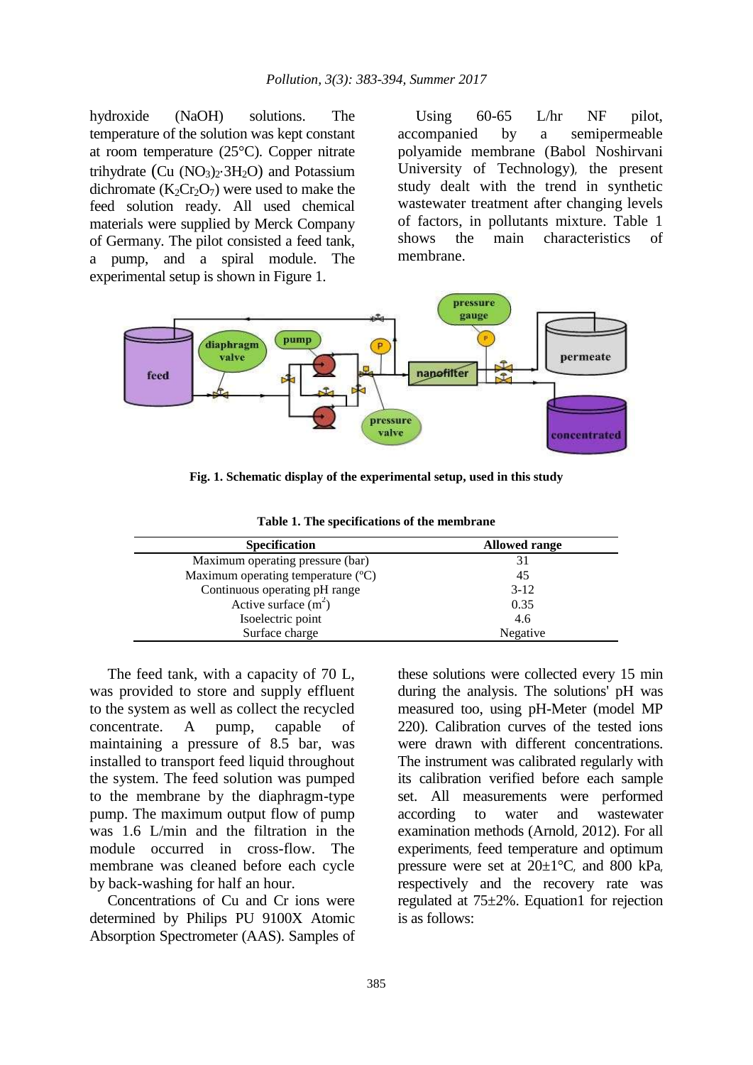hydroxide (NaOH) solutions. The temperature of the solution was kept constant at room temperature (25°C). Copper nitrate trihydrate ($Cu(NO_3)_2{\cdot}3H_2O$) and Potassium dichromate ($K_2Cr_2O_7$) were used to make the feed solution ready. All used chemical materials were supplied by Merck Company of Germany. The pilot consisted a feed tank, a pump, and a spiral module. The experimental setup is shown in Figure 1.

Using 60-65 L/hr NF pilot, accompanied by a semipermeable polyamide membrane (Babol Noshirvani University of Technology), the present study dealt with the trend in synthetic wastewater treatment after changing levels of factors, in pollutants mixture. Table 1 shows the main characteristics of membrane.

**Fig. 1. Schematic display of the experimental setup, used in this study**

**Table 1. The specifications of the membrane**

| Specification | Allowed range |
|---|---|
| Maximum operating pressure (bar) | 31 |
| Maximum operating temperature (ºC) | 45 |
| Continuous operating pH range | 3-12 |
| Active surface ($m^2$) | 0.35 |
| Isoelectric point | 4.6 |
| Surface charge | Negative |

The feed tank, with a capacity of 70 L, was provided to store and supply effluent to the system as well as collect the recycled concentrate. A pump, capable of maintaining a pressure of 8.5 bar, was installed to transport feed liquid throughout the system. The feed solution was pumped to the membrane by the diaphragm-type pump. The maximum output flow of pump was 1.6 L/min and the filtration in the module occurred in cross-flow. The membrane was cleaned before each cycle by back-washing for half an hour.

Concentrations of Cu and Cr ions were determined by Philips PU 9100X Atomic Absorption Spectrometer (AAS). Samples of these solutions were collected every 15 min during the analysis. The solutions' pH was measured too, using pH-Meter (model MP 220). Calibration curves of the tested ions were drawn with different concentrations. The instrument was calibrated regularly with its calibration verified before each sample set. All measurements were performed according to water and wastewater examination methods (Arnold, 2012). For all experiments, feed temperature and optimum pressure were set at 20±1°C, and 800 kPa, respectively and the recovery rate was regulated at 75±2%. Equation1 for rejection is as follows: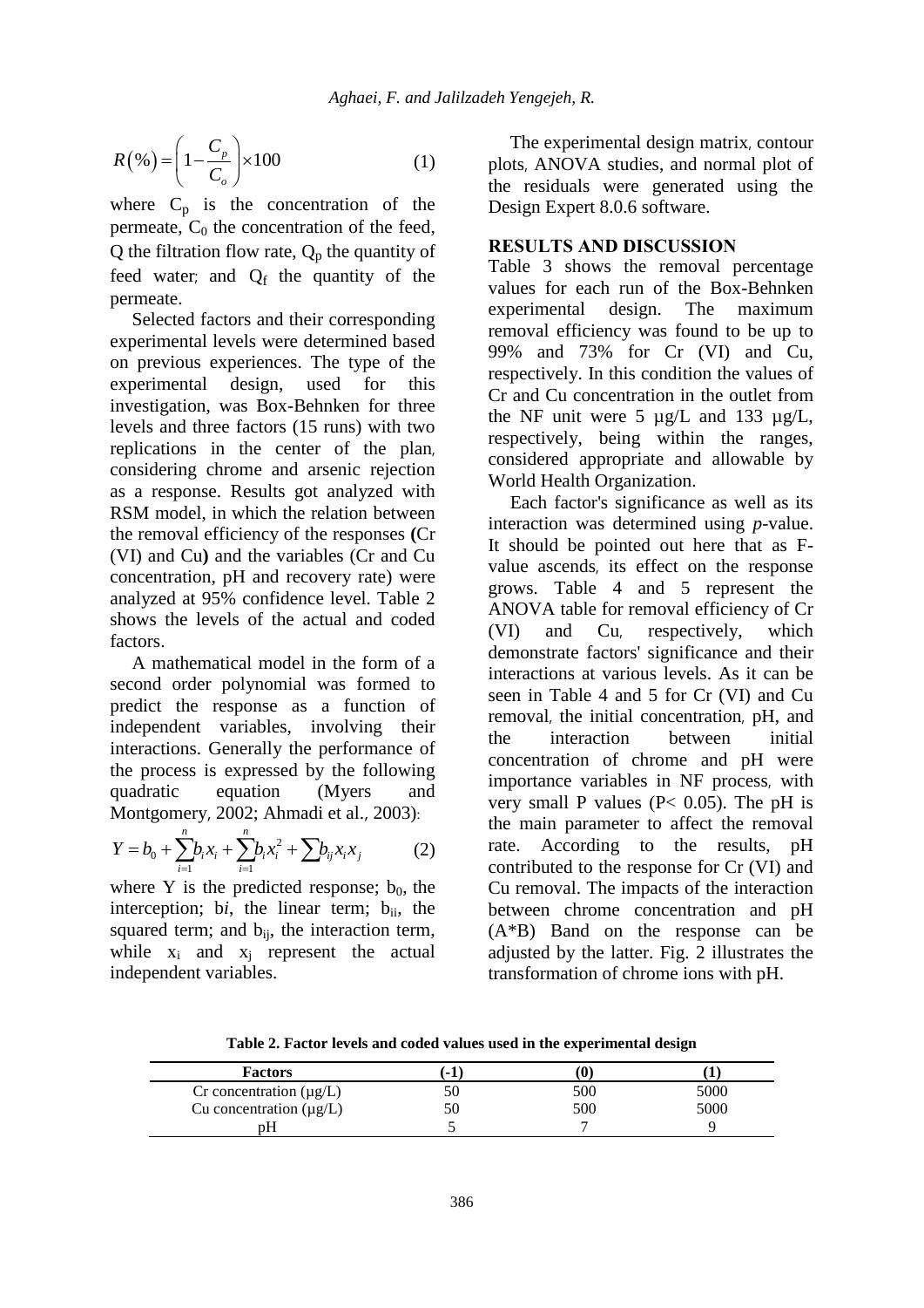$$R(\%) = \left(1 - \frac{C_p}{C_o}\right) \times 100 \qquad (1)$$

where $C_p$ is the concentration of the permeate, $C_0$ the concentration of the feed, Q the filtration flow rate, $Q_p$ the quantity of feed water; and $Q_f$ the quantity of the permeate.

Selected factors and their corresponding experimental levels were determined based on previous experiences. The type of the experimental design, used for this investigation, was Box-Behnken for three levels and three factors (15 runs) with two replications in the center of the plan, considering chrome and arsenic rejection as a response. Results got analyzed with RSM model, in which the relation between the removal efficiency of the responses **(**Cr (VI) and Cu**)** and the variables (Cr and Cu concentration, pH and recovery rate) were analyzed at 95% confidence level. Table 2 shows the levels of the actual and coded factors.

A mathematical model in the form of a second order polynomial was formed to predict the response as a function of independent variables, involving their interactions. Generally the performance of the process is expressed by the following quadratic equation (Myers and Montgomery, 2002; Ahmadi et al., 2003):

$$Y = b_0 + \sum_{i=1}^{n} b_i x_i + \sum_{i=1}^{n} b_i x_i^2 + \sum b_{ij} x_i x_j \qquad (2)$$

where Y is the predicted response; $b_0$, the interception; $b_i$, the linear term; $b_{ii}$, the squared term; and $b_{ij}$, the interaction term, while $x_i$ and $x_j$ represent the actual independent variables.

The experimental design matrix, contour plots, ANOVA studies, and normal plot of the residuals were generated using the Design Expert 8.0.6 software.

## RESULTS AND DISCUSSION

Table 3 shows the removal percentage values for each run of the Box-Behnken experimental design. The maximum removal efficiency was found to be up to 99% and 73% for Cr (VI) and Cu, respectively. In this condition the values of Cr and Cu concentration in the outlet from the NF unit were 5 µg/L and 133 µg/L, respectively, being within the ranges, considered appropriate and allowable by World Health Organization.

Each factor's significance as well as its interaction was determined using *p*-value. It should be pointed out here that as F-value ascends, its effect on the response grows. Table 4 and 5 represent the ANOVA table for removal efficiency of Cr (VI) and Cu, respectively, which demonstrate factors' significance and their interactions at various levels. As it can be seen in Table 4 and 5 for Cr (VI) and Cu removal, the initial concentration, pH, and the interaction between initial concentration of chrome and pH were importance variables in NF process, with very small P values ($P < 0.05$). The pH is the main parameter to affect the removal rate. According to the results, pH contributed to the response for Cr (VI) and Cu removal. The impacts of the interaction between chrome concentration and pH (A*B) Band on the response can be adjusted by the latter. Fig. 2 illustrates the transformation of chrome ions with pH.

**Table 2. Factor levels and coded values used in the experimental design**

| Factors | (-1) | (0) | (1) |
|---|---|---|---|
| Cr concentration (µg/L) | 50 | 500 | 5000 |
| Cu concentration (µg/L) | 50 | 500 | 5000 |
| pH | 5 | 7 | 9 |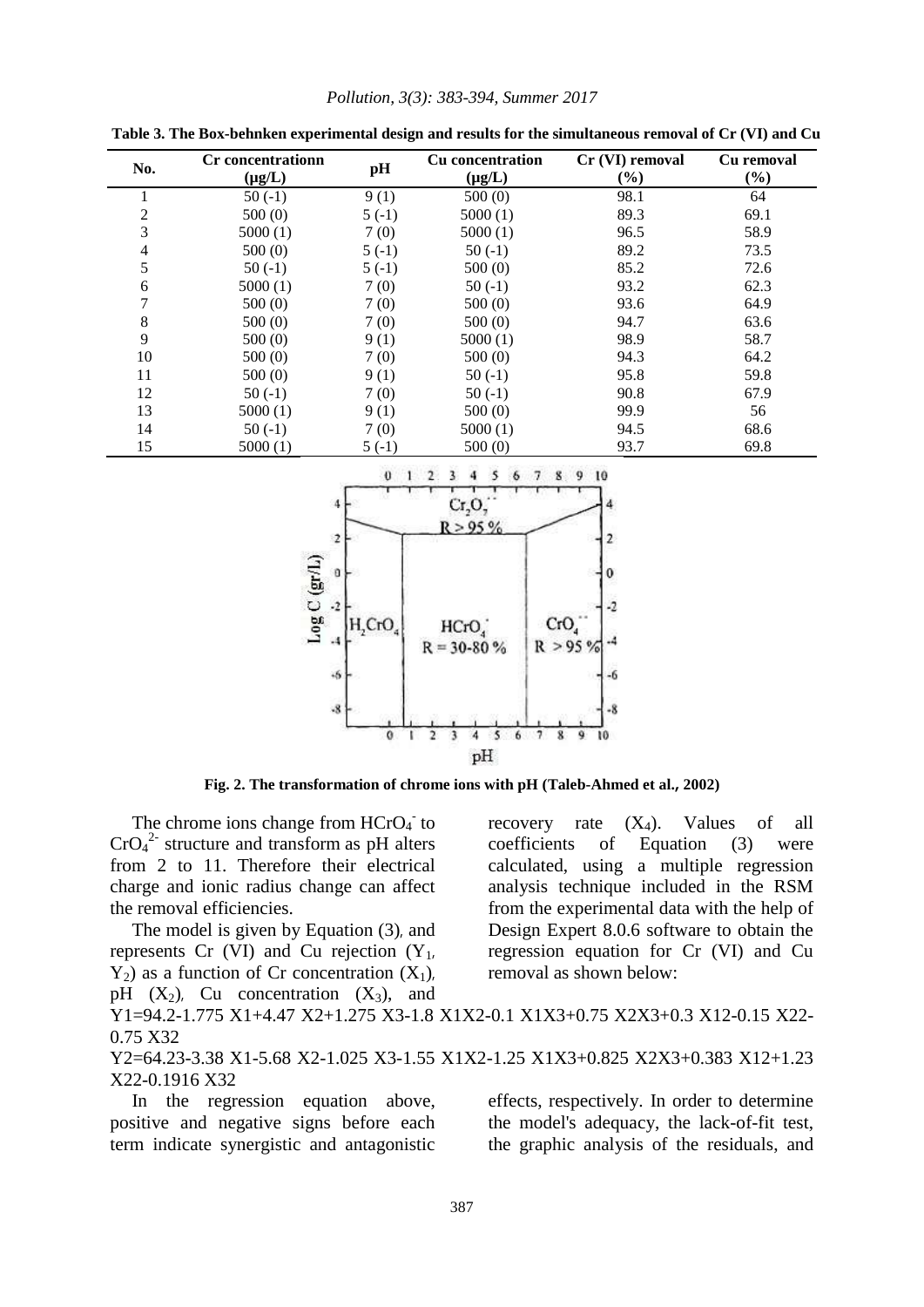**Table 3. The Box-behnken experimental design and results for the simultaneous removal of Cr (VI) and Cu**

| No. | Cr concentrationn (μg/L) | pH | Cu concentration (μg/L) | Cr (VI) removal (%) | Cu removal (%) |
|---|---|---|---|---|---|
| 1 | 50 (-1) | 9 (1) | 500 (0) | 98.1 | 64 |
| 2 | 500 (0) | 5 (-1) | 5000 (1) | 89.3 | 69.1 |
| 3 | 5000 (1) | 7 (0) | 5000 (1) | 96.5 | 58.9 |
| 4 | 500 (0) | 5 (-1) | 50 (-1) | 89.2 | 73.5 |
| 5 | 50 (-1) | 5 (-1) | 500 (0) | 85.2 | 72.6 |
| 6 | 5000 (1) | 7 (0) | 50 (-1) | 93.2 | 62.3 |
| 7 | 500 (0) | 7 (0) | 500 (0) | 93.6 | 64.9 |
| 8 | 500 (0) | 7 (0) | 500 (0) | 94.7 | 63.6 |
| 9 | 500 (0) | 9 (1) | 5000 (1) | 98.9 | 58.7 |
| 10 | 500 (0) | 7 (0) | 500 (0) | 94.3 | 64.2 |
| 11 | 500 (0) | 9 (1) | 50 (-1) | 95.8 | 59.8 |
| 12 | 50 (-1) | 7 (0) | 50 (-1) | 90.8 | 67.9 |
| 13 | 5000 (1) | 9 (1) | 500 (0) | 99.9 | 56 |
| 14 | 50 (-1) | 7 (0) | 5000 (1) | 94.5 | 68.6 |
| 15 | 5000 (1) | 5 (-1) | 500 (0) | 93.7 | 69.8 |

**Fig. 2. The transformation of chrome ions with pH (Taleb-Ahmed et al., 2002)**

The chrome ions change from $HCrO_4^-$ to $CrO_4^{2-}$ structure and transform as pH alters from 2 to 11. Therefore their electrical charge and ionic radius change can affect the removal efficiencies.

The model is given by Equation (3), and represents Cr (VI) and Cu rejection ($Y_1$, $Y_2$) as a function of Cr concentration ($X_1$), pH ($X_2$), Cu concentration ($X_3$), and recovery rate ($X_4$). Values of all coefficients of Equation (3) were calculated, using a multiple regression analysis technique included in the RSM from the experimental data with the help of Design Expert 8.0.6 software to obtain the regression equation for Cr (VI) and Cu removal as shown below:

$$Y_1=94.2-1.775\,X_1+4.47\,X_2+1.275\,X_3-1.8\,X_1X_2-0.1\,X_1X_3+0.75\,X_2X_3+0.3\,X_1^2-0.15\,X_2^2-0.75\,X_3^2$$

$$Y_2=64.23-3.38\,X_1-5.68\,X_2-1.025\,X_3-1.55\,X_1X_2-1.25\,X_1X_3+0.825\,X_2X_3+0.383\,X_1^2+1.23\,X_2^2-0.1916\,X_3^2$$

In the regression equation above, positive and negative signs before each term indicate synergistic and antagonistic effects, respectively. In order to determine the model's adequacy, the lack-of-fit test, the graphic analysis of the residuals, and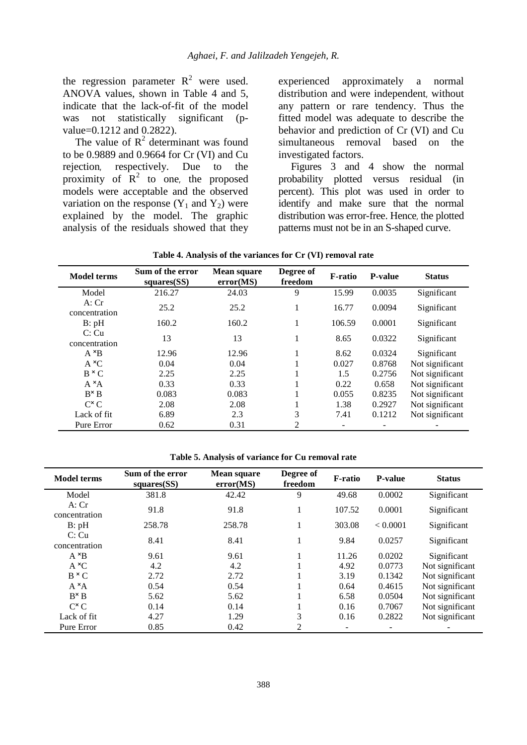the regression parameter $R^2$ were used. ANOVA values, shown in Table 4 and 5, indicate that the lack-of-fit of the model was not statistically significant (p-value=0.1212 and 0.2822).

The value of $R^2$ determinant was found to be 0.9889 and 0.9664 for Cr (VI) and Cu rejection, respectively. Due to the proximity of $R^2$ to one, the proposed models were acceptable and the observed variation on the response ($Y_1$ and $Y_2$) were explained by the model. The graphic analysis of the residuals showed that they experienced approximately a normal distribution and were independent, without any pattern or rare tendency. Thus the fitted model was adequate to describe the behavior and prediction of Cr (VI) and Cu simultaneous removal based on the investigated factors.

Figures 3 and 4 show the normal probability plotted versus residual (in percent). This plot was used in order to identify and make sure that the normal distribution was error-free. Hence, the plotted patterns must not be in an S-shaped curve.

**Table 4. Analysis of the variances for Cr (VI) removal rate**

| Model terms | Sum of the error squares(SS) | Mean square error(MS) | Degree of freedom | F-ratio | P-value | Status |
|---|---|---|---|---|---|---|
| Model | 216.27 | 24.03 | 9 | 15.99 | 0.0035 | Significant |
| A: Cr concentration | 25.2 | 25.2 | 1 | 16.77 | 0.0094 | Significant |
| B: pH | 160.2 | 160.2 | 1 | 106.59 | 0.0001 | Significant |
| C: Cu concentration | 13 | 13 | 1 | 8.65 | 0.0322 | Significant |
| A × B | 12.96 | 12.96 | 1 | 8.62 | 0.0324 | Significant |
| A × C | 0.04 | 0.04 | 1 | 0.027 | 0.8768 | Not significant |
| B × C | 2.25 | 2.25 | 1 | 1.5 | 0.2756 | Not significant |
| A × A | 0.33 | 0.33 | 1 | 0.22 | 0.658 | Not significant |
| B × B | 0.083 | 0.083 | 1 | 0.055 | 0.8235 | Not significant |
| C × C | 2.08 | 2.08 | 1 | 1.38 | 0.2927 | Not significant |
| Lack of fit | 6.89 | 2.3 | 3 | 7.41 | 0.1212 | Not significant |
| Pure Error | 0.62 | 0.31 | 2 | - | - | - |

**Table 5. Analysis of variance for Cu removal rate**

| Model terms | Sum of the error squares(SS) | Mean square error(MS) | Degree of freedom | F-ratio | P-value | Status |
|---|---|---|---|---|---|---|
| Model | 381.8 | 42.42 | 9 | 49.68 | 0.0002 | Significant |
| A: Cr concentration | 91.8 | 91.8 | 1 | 107.52 | 0.0001 | Significant |
| B: pH | 258.78 | 258.78 | 1 | 303.08 | < 0.0001 | Significant |
| C: Cu concentration | 8.41 | 8.41 | 1 | 9.84 | 0.0257 | Significant |
| A × B | 9.61 | 9.61 | 1 | 11.26 | 0.0202 | Significant |
| A × C | 4.2 | 4.2 | 1 | 4.92 | 0.0773 | Not significant |
| B × C | 2.72 | 2.72 | 1 | 3.19 | 0.1342 | Not significant |
| A × A | 0.54 | 0.54 | 1 | 0.64 | 0.4615 | Not significant |
| B × B | 5.62 | 5.62 | 1 | 6.58 | 0.0504 | Not significant |
| C × C | 0.14 | 0.14 | 1 | 0.16 | 0.7067 | Not significant |
| Lack of fit | 4.27 | 1.29 | 3 | 0.16 | 0.2822 | Not significant |
| Pure Error | 0.85 | 0.42 | 2 | - | - | - |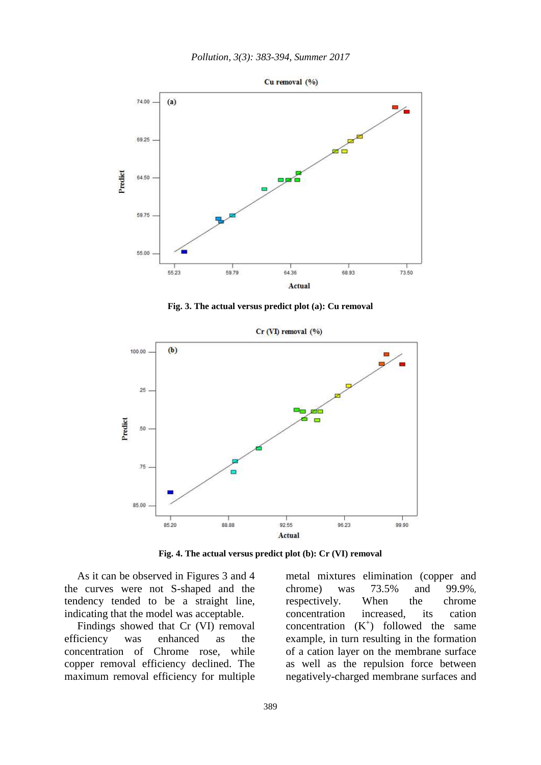Fig. 3. The actual versus predict plot (a): Cu removal

Fig. 4. The actual versus predict plot (b): Cr (VI) removal

As it can be observed in Figures 3 and 4 the curves were not S-shaped and the tendency tended to be a straight line, indicating that the model was acceptable.

Findings showed that Cr (VI) removal efficiency was enhanced as the concentration of Chrome rose, while copper removal efficiency declined. The maximum removal efficiency for multiple metal mixtures elimination (copper and chrome) was 73.5% and 99.9%, respectively. When the chrome concentration increased, its cation concentration ($K^+$) followed the same example, in turn resulting in the formation of a cation layer on the membrane surface as well as the repulsion force between negatively-charged membrane surfaces and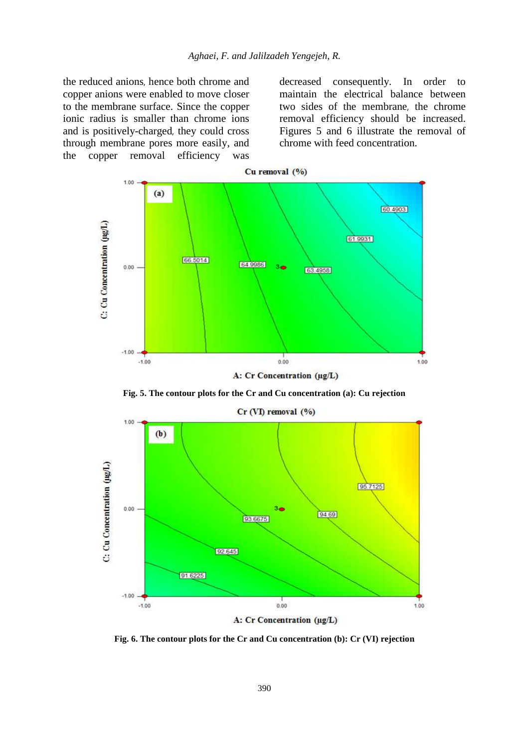the reduced anions, hence both chrome and copper anions were enabled to move closer to the membrane surface. Since the copper ionic radius is smaller than chrome ions and is positively-charged, they could cross through membrane pores more easily, and the copper removal efficiency was decreased consequently. In order to maintain the electrical balance between two sides of the membrane, the chrome removal efficiency should be increased. Figures 5 and 6 illustrate the removal of chrome with feed concentration.

**Fig. 5. The contour plots for the Cr and Cu concentration (a): Cu rejection**

**Fig. 6. The contour plots for the Cr and Cu concentration (b): Cr (VI) rejection**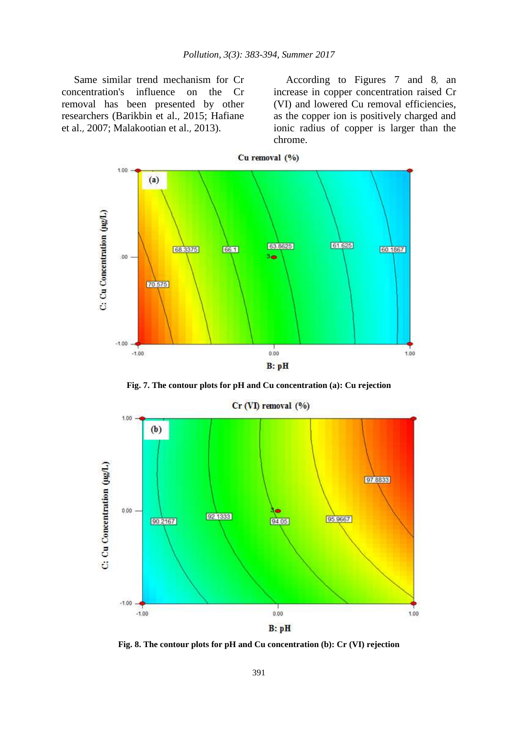Same similar trend mechanism for Cr concentration's influence on the Cr removal has been presented by other researchers (Barikbin et al., 2015; Hafiane et al., 2007; Malakootian et al., 2013).

According to Figures 7 and 8, an increase in copper concentration raised Cr (VI) and lowered Cu removal efficiencies, as the copper ion is positively charged and ionic radius of copper is larger than the chrome.

**Fig. 7. The contour plots for pH and Cu concentration (a): Cu rejection**

**Fig. 8. The contour plots for pH and Cu concentration (b): Cr (VI) rejection**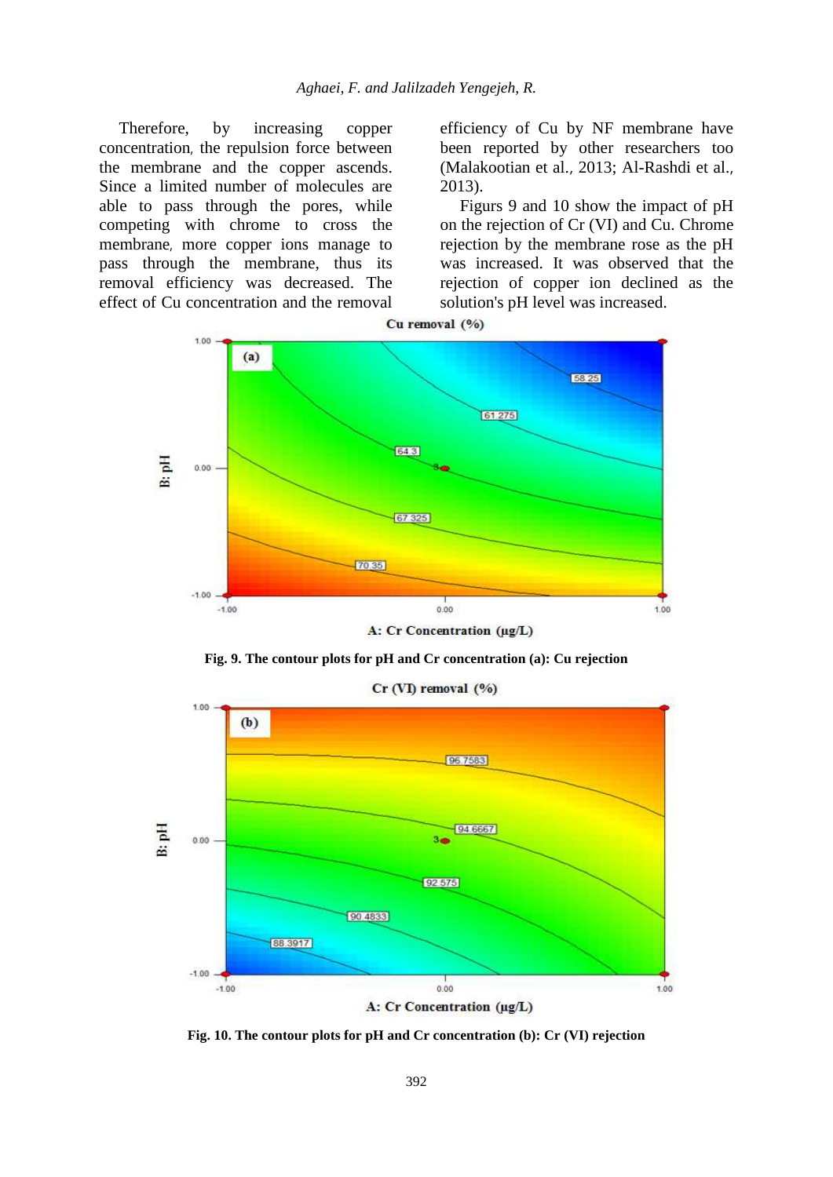Therefore, by increasing copper concentration, the repulsion force between the membrane and the copper ascends. Since a limited number of molecules are able to pass through the pores, while competing with chrome to cross the membrane, more copper ions manage to pass through the membrane, thus its removal efficiency was decreased. The effect of Cu concentration and the removal efficiency of Cu by NF membrane have been reported by other researchers too (Malakootian et al., 2013; Al-Rashdi et al., 2013).

Figurs 9 and 10 show the impact of pH on the rejection of Cr (VI) and Cu. Chrome rejection by the membrane rose as the pH was increased. It was observed that the rejection of copper ion declined as the solution's pH level was increased.

**Fig. 9. The contour plots for pH and Cr concentration (a): Cu rejection**

**Fig. 10. The contour plots for pH and Cr concentration (b): Cr (VI) rejection**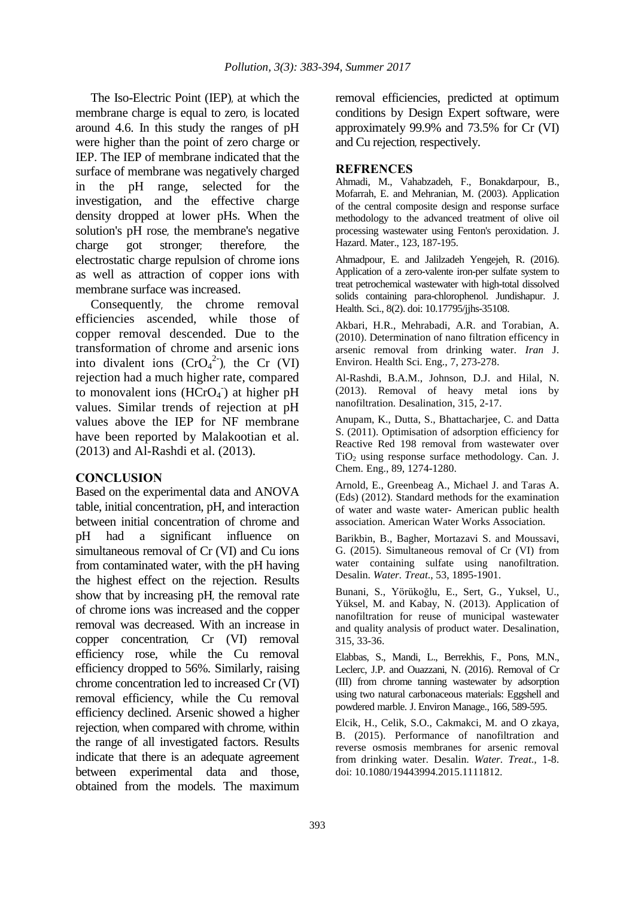The Iso-Electric Point (IEP), at which the membrane charge is equal to zero, is located around 4.6. In this study the ranges of pH were higher than the point of zero charge or IEP. The IEP of membrane indicated that the surface of membrane was negatively charged in the pH range, selected for the investigation, and the effective charge density dropped at lower pHs. When the solution's pH rose, the membrane's negative charge got stronger; therefore, the electrostatic charge repulsion of chrome ions as well as attraction of copper ions with membrane surface was increased.

Consequently, the chrome removal efficiencies ascended, while those of copper removal descended. Due to the transformation of chrome and arsenic ions into divalent ions ($CrO_4^{2-}$), the Cr (VI) rejection had a much higher rate, compared to monovalent ions ($HCrO_4^-$) at higher pH values. Similar trends of rejection at pH values above the IEP for NF membrane have been reported by Malakootian et al. (2013) and Al-Rashdi et al. (2013).

## CONCLUSION

Based on the experimental data and ANOVA table, initial concentration, pH, and interaction between initial concentration of chrome and pH had a significant influence on simultaneous removal of Cr (VI) and Cu ions from contaminated water, with the pH having the highest effect on the rejection. Results show that by increasing pH, the removal rate of chrome ions was increased and the copper removal was decreased. With an increase in copper concentration, Cr (VI) removal efficiency rose, while the Cu removal efficiency dropped to 56%. Similarly, raising chrome concentration led to increased Cr (VI) removal efficiency, while the Cu removal efficiency declined. Arsenic showed a higher rejection, when compared with chrome, within the range of all investigated factors. Results indicate that there is an adequate agreement between experimental data and those, obtained from the models. The maximum removal efficiencies, predicted at optimum conditions by Design Expert software, were approximately 99.9% and 73.5% for Cr (VI) and Cu rejection, respectively.

## REFRENCES

Ahmadi, M., Vahabzadeh, F., Bonakdarpour, B., Mofarrah, E. and Mehranian, M. (2003). Application of the central composite design and response surface methodology to the advanced treatment of olive oil processing wastewater using Fenton's peroxidation. J. Hazard. Mater., 123, 187-195.

Ahmadpour, E. and Jalilzadeh Yengejeh, R. (2016). Application of a zero-valente iron-per sulfate system to treat petrochemical wastewater with high-total dissolved solids containing para-chlorophenol. Jundishapur. J. Health. Sci., 8(2). doi: 10.17795/jjhs-35108.

Akbari, H.R., Mehrabadi, A.R. and Torabian, A. (2010). Determination of nano filtration efficency in arsenic removal from drinking water. *Iran* J. Environ. Health Sci. Eng., 7, 273-278.

Al-Rashdi, B.A.M., Johnson, D.J. and Hilal, N. (2013). Removal of heavy metal ions by nanofiltration. Desalination, 315, 2-17.

Anupam, K., Dutta, S., Bhattacharjee, C. and Datta S. (2011). Optimisation of adsorption efficiency for Reactive Red 198 removal from wastewater over $TiO_2$ using response surface methodology. Can. J. Chem. Eng., 89, 1274-1280.

Arnold, E., Greenbeag A., Michael J. and Taras A. (Eds) (2012). Standard methods for the examination of water and waste water- American public health association. American Water Works Association.

Barikbin, B., Bagher, Mortazavi S. and Moussavi, G. (2015). Simultaneous removal of Cr (VI) from water containing sulfate using nanofiltration. Desalin. *Water. Treat*., 53, 1895-1901.

Bunani, S., Yörükoğlu, E., Sert, G., Yuksel, U., Yüksel, M. and Kabay, N. (2013). Application of nanofiltration for reuse of municipal wastewater and quality analysis of product water. Desalination, 315, 33-36.

Elabbas, S., Mandi, L., Berrekhis, F., Pons, M.N., Leclerc, J.P. and Ouazzani, N. (2016). Removal of Cr (III) from chrome tanning wastewater by adsorption using two natural carbonaceous materials: Eggshell and powdered marble. J. Environ Manage., 166, 589-595.

Elcik, H., Celik, S.O., Cakmakci, M. and O zkaya, B. (2015). Performance of nanofiltration and reverse osmosis membranes for arsenic removal from drinking water. Desalin. *Water. Treat*., 1-8. doi: 10.1080/19443994.2015.1111812.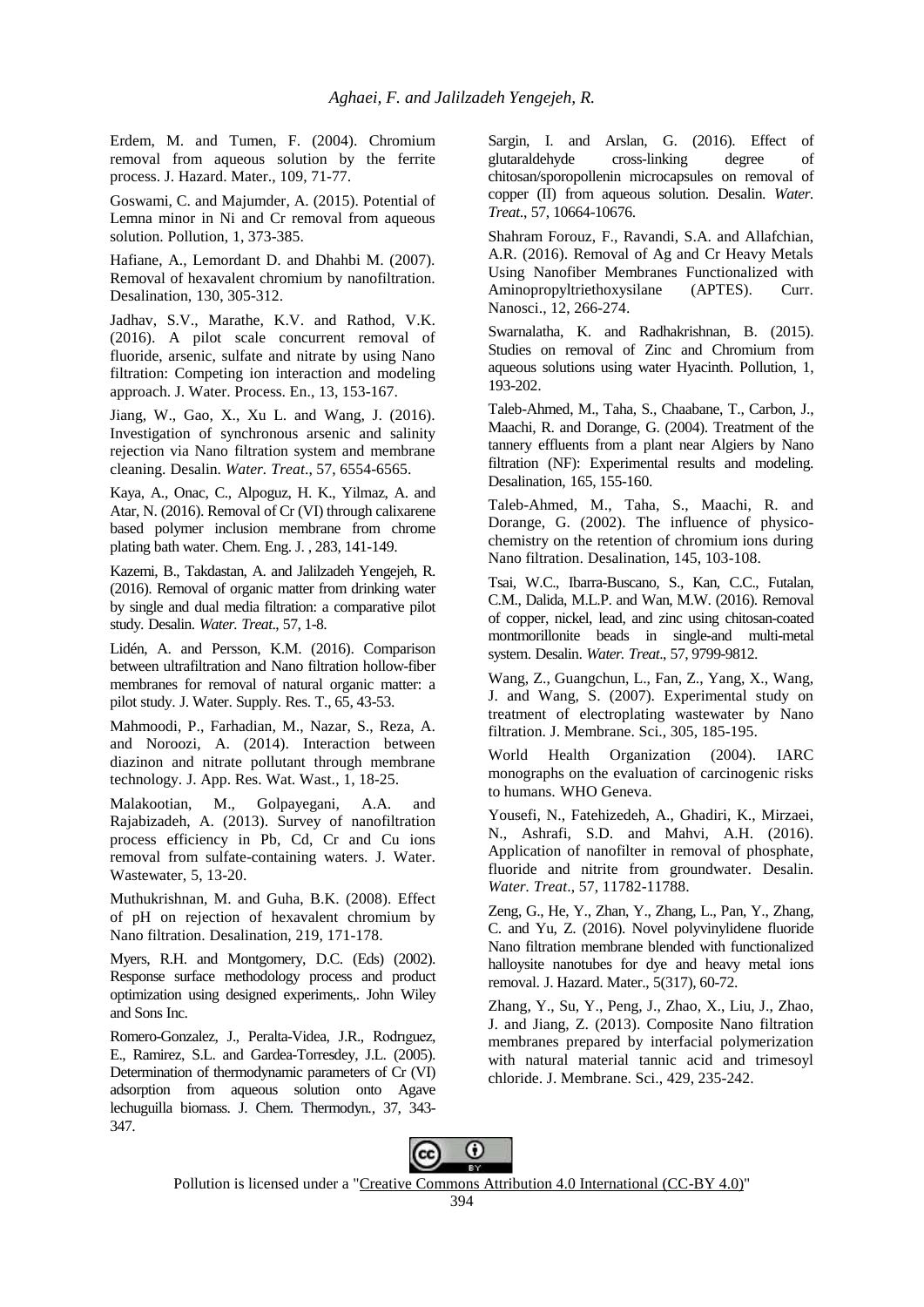Erdem, M. and Tumen, F. (2004). Chromium removal from aqueous solution by the ferrite process. J. Hazard. Mater., 109, 71-77.

Goswami, C. and Majumder, A. (2015). Potential of Lemna minor in Ni and Cr removal from aqueous solution. Pollution, 1, 373-385.

Hafiane, A., Lemordant D. and Dhahbi M. (2007). Removal of hexavalent chromium by nanofiltration. Desalination, 130, 305-312.

Jadhav, S.V., Marathe, K.V. and Rathod, V.K. (2016). A pilot scale concurrent removal of fluoride, arsenic, sulfate and nitrate by using Nano filtration: Competing ion interaction and modeling approach. J. Water. Process. En., 13, 153-167.

Jiang, W., Gao, X., Xu L. and Wang, J. (2016). Investigation of synchronous arsenic and salinity rejection via Nano filtration system and membrane cleaning. Desalin. *Water. Treat*., 57, 6554-6565.

Kaya, A., Onac, C., Alpoguz, H. K., Yilmaz, A. and Atar, N. (2016). Removal of Cr (VI) through calixarene based polymer inclusion membrane from chrome plating bath water. Chem. Eng. J. , 283, 141-149.

Kazemi, B., Takdastan, A. and Jalilzadeh Yengejeh, R. (2016). Removal of organic matter from drinking water by single and dual media filtration: a comparative pilot study. Desalin. *Water. Treat*., 57, 1-8.

Lidén, A. and Persson, K.M. (2016). Comparison between ultrafiltration and Nano filtration hollow-fiber membranes for removal of natural organic matter: a pilot study. J. Water. Supply. Res. T., 65, 43-53.

Mahmoodi, P., Farhadian, M., Nazar, S., Reza, A. and Noroozi, A. (2014). Interaction between diazinon and nitrate pollutant through membrane technology. J. App. Res. Wat. Wast., 1, 18-25.

Malakootian, M., Golpayegani, A.A. and Rajabizadeh, A. (2013). Survey of nanofiltration process efficiency in Pb, Cd, Cr and Cu ions removal from sulfate-containing waters. J. Water. Wastewater, 5, 13-20.

Muthukrishnan, M. and Guha, B.K. (2008). Effect of pH on rejection of hexavalent chromium by Nano filtration. Desalination, 219, 171-178.

Myers, R.H. and Montgomery, D.C. (Eds) (2002). Response surface methodology process and product optimization using designed experiments,. John Wiley and Sons Inc.

Romero-Gonzalez, J., Peralta-Videa, J.R., Rodrıguez, E., Ramirez, S.L. and Gardea-Torresdey, J.L. (2005). Determination of thermodynamic parameters of Cr (VI) adsorption from aqueous solution onto Agave lechuguilla biomass. J. Chem. Thermodyn., 37, 343-347.

Sargin, I. and Arslan, G. (2016). Effect of glutaraldehyde cross-linking degree of chitosan/sporopollenin microcapsules on removal of copper (II) from aqueous solution. Desalin. *Water. Treat*., 57, 10664-10676.

Shahram Forouz, F., Ravandi, S.A. and Allafchian, A.R. (2016). Removal of Ag and Cr Heavy Metals Using Nanofiber Membranes Functionalized with Aminopropyltriethoxysilane (APTES). Curr. Nanosci., 12, 266-274.

Swarnalatha, K. and Radhakrishnan, B. (2015). Studies on removal of Zinc and Chromium from aqueous solutions using water Hyacinth. Pollution, 1, 193-202.

Taleb-Ahmed, M., Taha, S., Chaabane, T., Carbon, J., Maachi, R. and Dorange, G. (2004). Treatment of the tannery effluents from a plant near Algiers by Nano filtration (NF): Experimental results and modeling. Desalination, 165, 155-160.

Taleb-Ahmed, M., Taha, S., Maachi, R. and Dorange, G. (2002). The influence of physico-chemistry on the retention of chromium ions during Nano filtration. Desalination, 145, 103-108.

Tsai, W.C., Ibarra-Buscano, S., Kan, C.C., Futalan, C.M., Dalida, M.L.P. and Wan, M.W. (2016). Removal of copper, nickel, lead, and zinc using chitosan-coated montmorillonite beads in single-and multi-metal system. Desalin. *Water. Treat*., 57, 9799-9812.

Wang, Z., Guangchun, L., Fan, Z., Yang, X., Wang, J. and Wang, S. (2007). Experimental study on treatment of electroplating wastewater by Nano filtration. J. Membrane. Sci., 305, 185-195.

World Health Organization (2004). IARC monographs on the evaluation of carcinogenic risks to humans. WHO Geneva.

Yousefi, N., Fatehizedeh, A., Ghadiri, K., Mirzaei, N., Ashrafi, S.D. and Mahvi, A.H. (2016). Application of nanofilter in removal of phosphate, fluoride and nitrite from groundwater. Desalin. *Water. Treat*., 57, 11782-11788.

Zeng, G., He, Y., Zhan, Y., Zhang, L., Pan, Y., Zhang, C. and Yu, Z. (2016). Novel polyvinylidene fluoride Nano filtration membrane blended with functionalized halloysite nanotubes for dye and heavy metal ions removal. J. Hazard. Mater., 5(317), 60-72.

Zhang, Y., Su, Y., Peng, J., Zhao, X., Liu, J., Zhao, J. and Jiang, Z. (2013). Composite Nano filtration membranes prepared by interfacial polymerization with natural material tannic acid and trimesoyl chloride. J. Membrane. Sci., 429, 235-242.

Pollution is licensed under a "Creative Commons Attribution 4.0 International (CC-BY 4.0)"